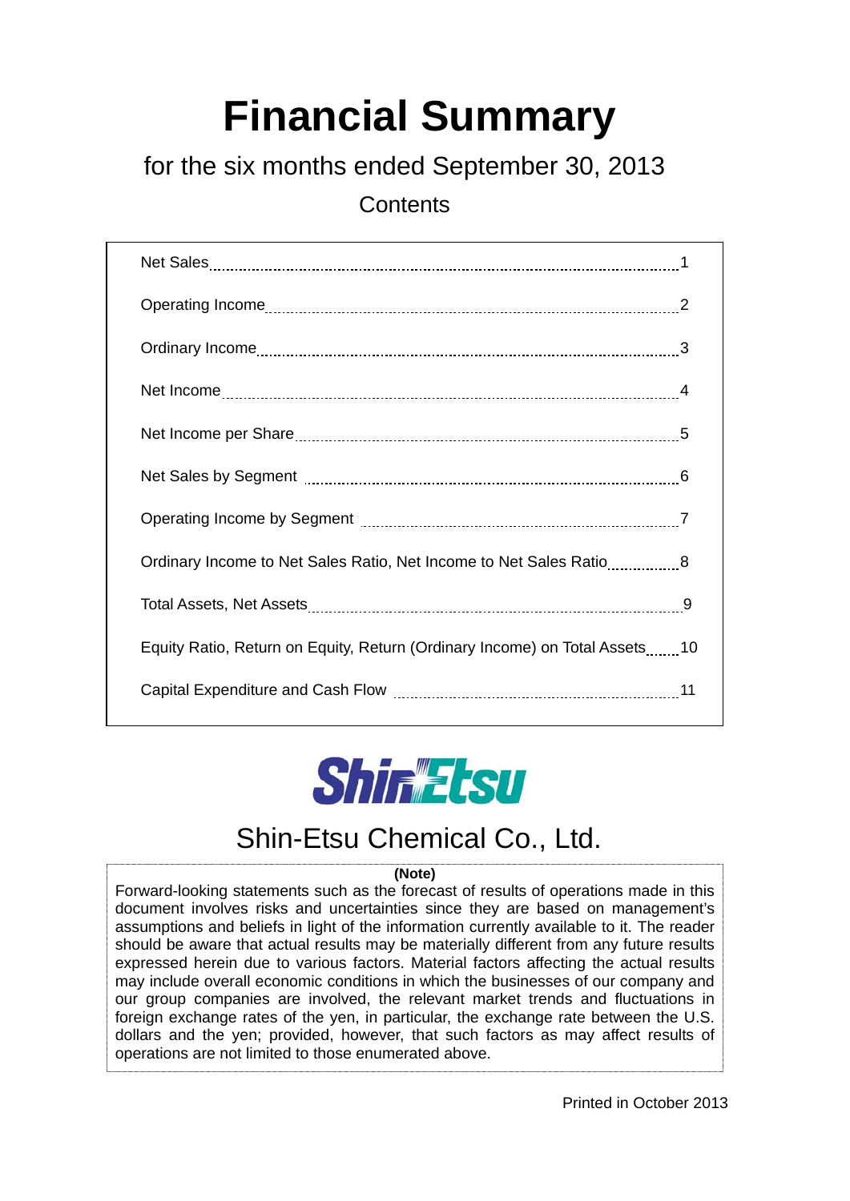# Financial Summary

## for the six months ended September 30, 2013

### Contents

| | |
|---|---|
| Net Sales | 1 |
| Operating Income | 2 |
| Ordinary Income | 3 |
| Net Income | 4 |
| Net Income per Share | 5 |
| Net Sales by Segment | 6 |
| Operating Income by Segment | 7 |
| Ordinary Income to Net Sales Ratio, Net Income to Net Sales Ratio | 8 |
| Total Assets, Net Assets | 9 |
| Equity Ratio, Return on Equity, Return (Ordinary Income) on Total Assets | 10 |
| Capital Expenditure and Cash Flow | 11 |

ShinEtsu

Shin-Etsu Chemical Co., Ltd.

**(Note)**

Forward-looking statements such as the forecast of results of operations made in this document involves risks and uncertainties since they are based on management's assumptions and beliefs in light of the information currently available to it. The reader should be aware that actual results may be materially different from any future results expressed herein due to various factors. Material factors affecting the actual results may include overall economic conditions in which the businesses of our company and our group companies are involved, the relevant market trends and fluctuations in foreign exchange rates of the yen, in particular, the exchange rate between the U.S. dollars and the yen; provided, however, that such factors as may affect results of operations are not limited to those enumerated above.

Printed in October 2013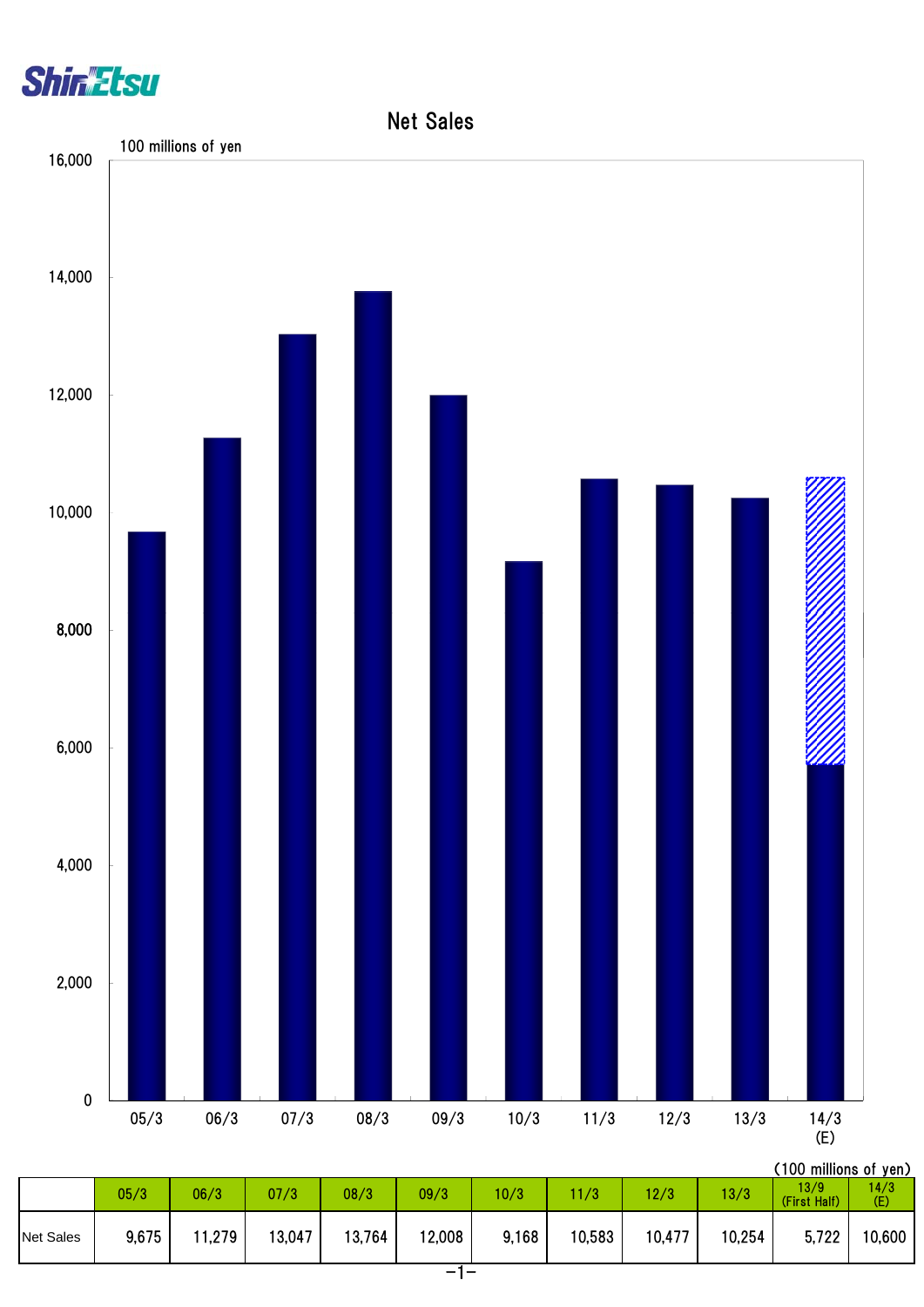# Net Sales

100 millions of yen

(100 millions of yen)

| | 05/3 | 06/3 | 07/3 | 08/3 | 09/3 | 10/3 | 11/3 | 12/3 | 13/3 | 13/9 (First Half) | 14/3 (E) |
|---|---|---|---|---|---|---|---|---|---|---|---|
| Net Sales | 9,675 | 11,279 | 13,047 | 13,764 | 12,008 | 9,168 | 10,583 | 10,477 | 10,254 | 5,722 | 10,600 |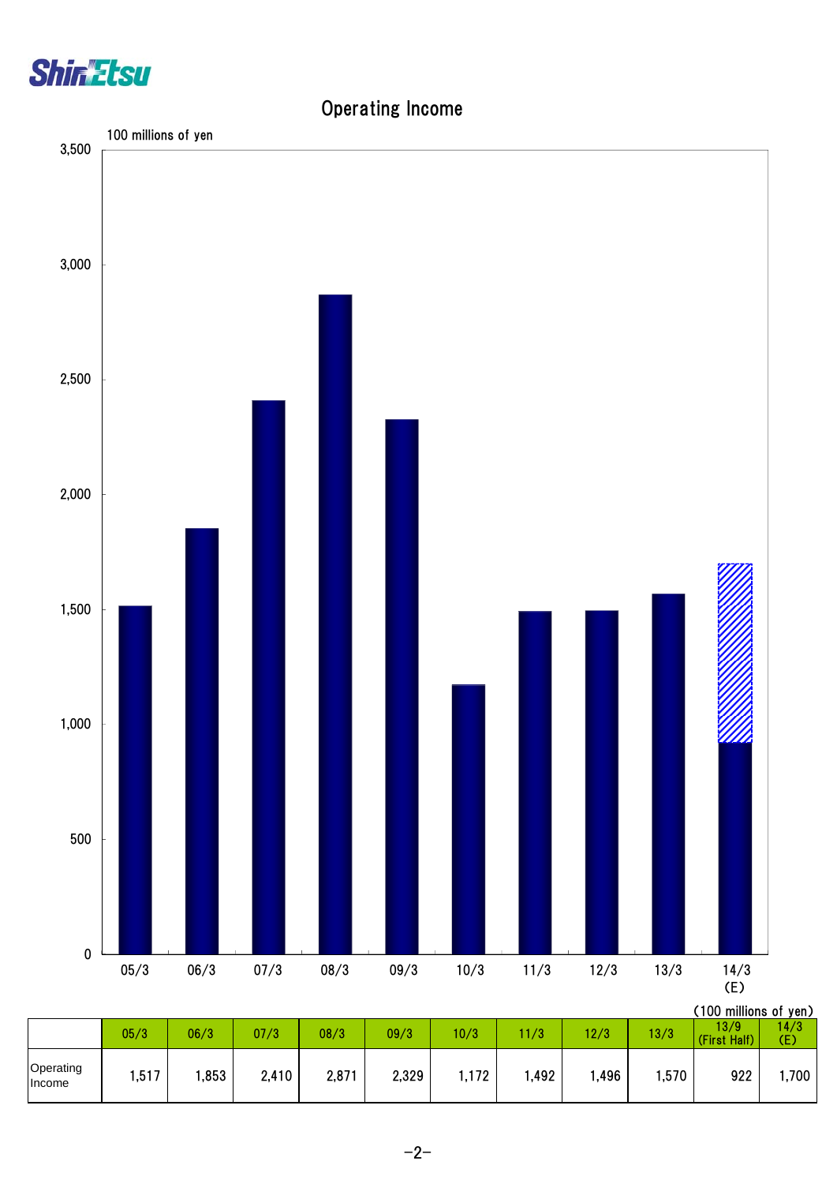# Operating Income

100 millions of yen

(100 millions of yen)

| | 05/3 | 06/3 | 07/3 | 08/3 | 09/3 | 10/3 | 11/3 | 12/3 | 13/3 | 13/9 (First Half) | 14/3 (E) |
|---|---|---|---|---|---|---|---|---|---|---|---|
| Operating Income | 1,517 | 1,853 | 2,410 | 2,871 | 2,329 | 1,172 | 1,492 | 1,496 | 1,570 | 922 | 1,700 |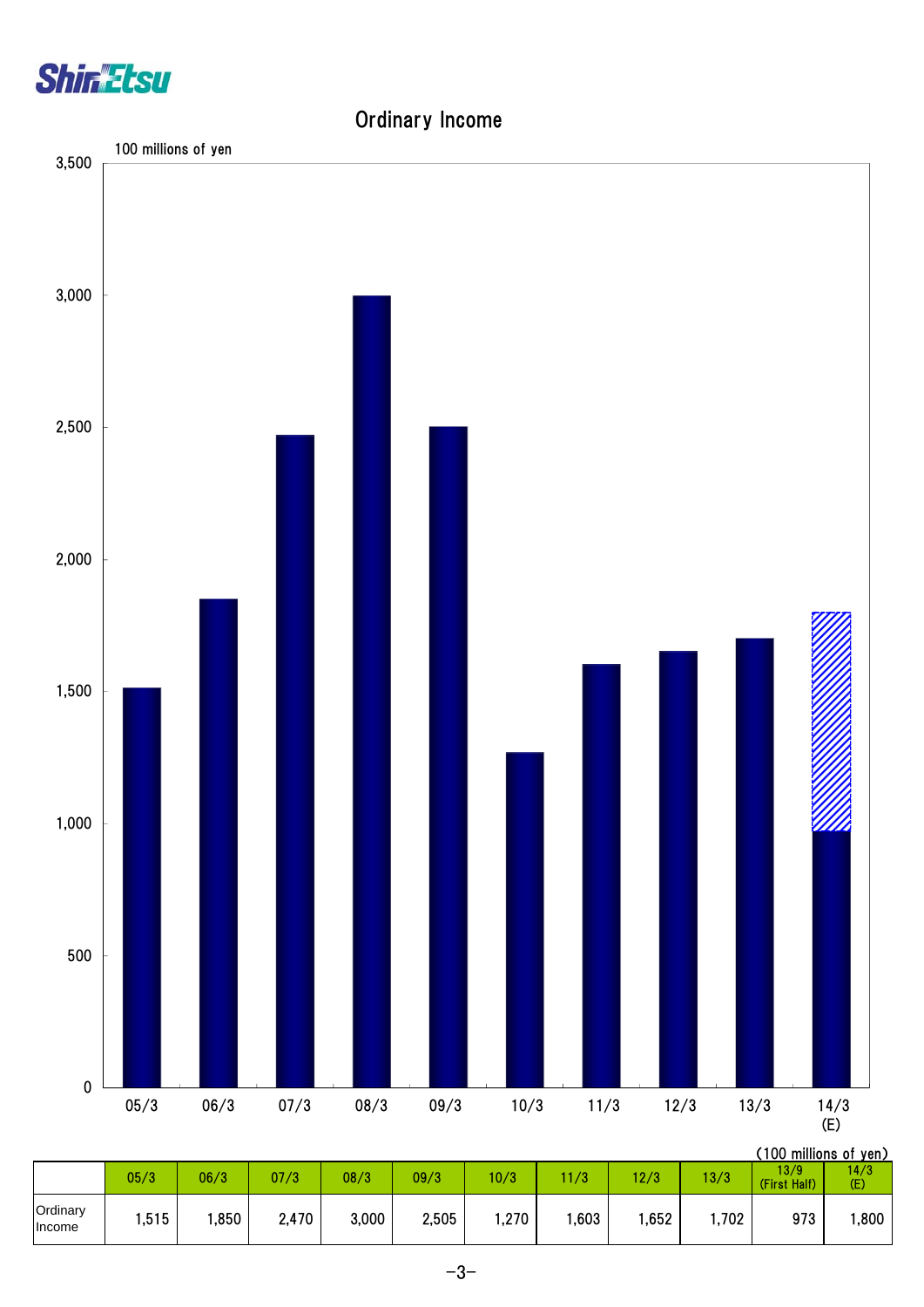# Ordinary Income

100 millions of yen

(100 millions of yen)

| | 05/3 | 06/3 | 07/3 | 08/3 | 09/3 | 10/3 | 11/3 | 12/3 | 13/3 | 13/9 (First Half) | 14/3 (E) |
|---|---|---|---|---|---|---|---|---|---|---|---|
| Ordinary Income | 1,515 | 1,850 | 2,470 | 3,000 | 2,505 | 1,270 | 1,603 | 1,652 | 1,702 | 973 | 1,800 |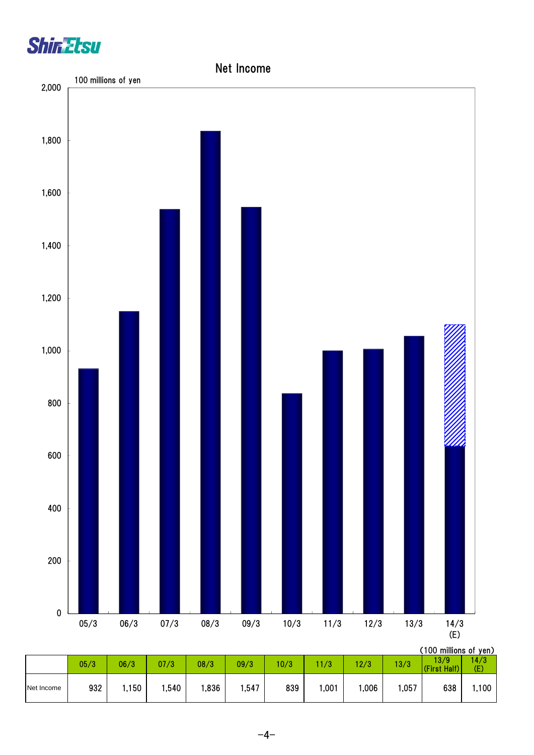# Net Income

100 millions of yen

(100 millions of yen)

| | 05/3 | 06/3 | 07/3 | 08/3 | 09/3 | 10/3 | 11/3 | 12/3 | 13/3 | 13/9 (First Half) | 14/3 (E) |
|---|---|---|---|---|---|---|---|---|---|---|---|
| Net Income | 932 | 1,150 | 1,540 | 1,836 | 1,547 | 839 | 1,001 | 1,006 | 1,057 | 638 | 1,100 |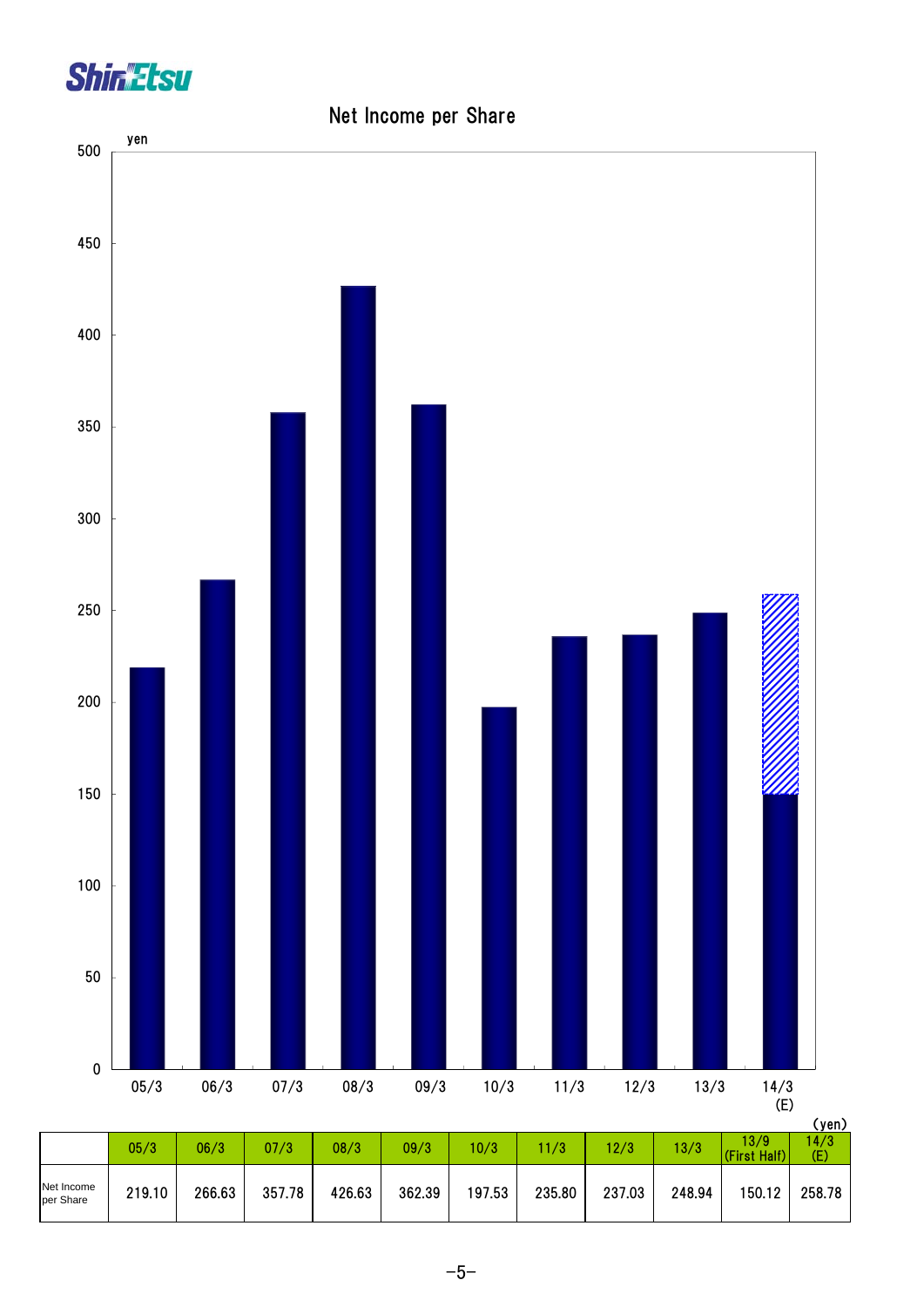## Net Income per Share

(yen)

| | 05/3 | 06/3 | 07/3 | 08/3 | 09/3 | 10/3 | 11/3 | 12/3 | 13/3 | 13/9 (First Half) | 14/3 (E) |
|---|---|---|---|---|---|---|---|---|---|---|---|
| Net Income per Share | 219.10 | 266.63 | 357.78 | 426.63 | 362.39 | 197.53 | 235.80 | 237.03 | 248.94 | 150.12 | 258.78 |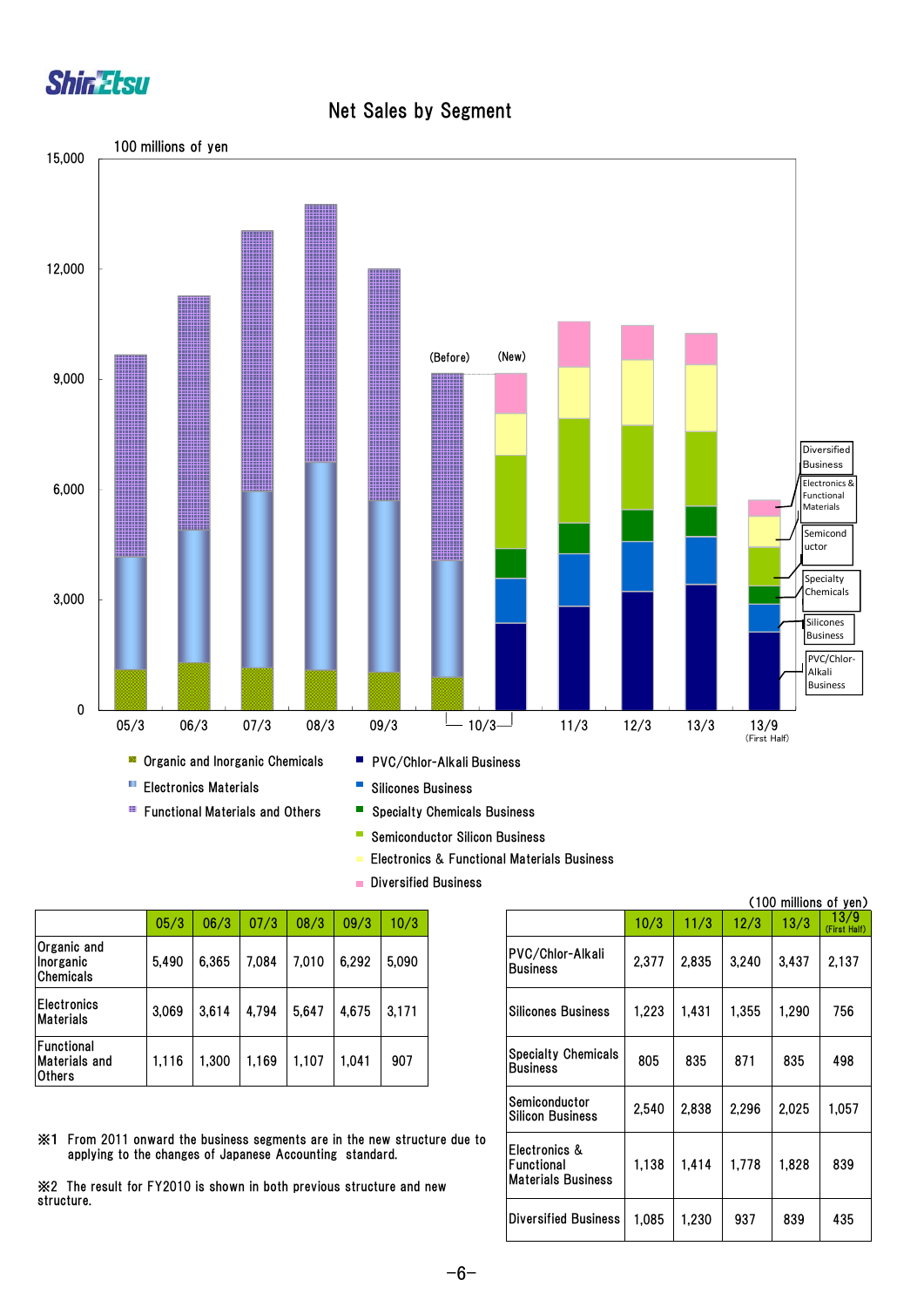# Net Sales by Segment

(100 millions of yen)

| | 05/3 | 06/3 | 07/3 | 08/3 | 09/3 | 10/3 |
|---|---|---|---|---|---|---|
| Organic and Inorganic Chemicals | 5,490 | 6,365 | 7,084 | 7,010 | 6,292 | 5,090 |
| Electronics Materials | 3,069 | 3,614 | 4,794 | 5,647 | 4,675 | 3,171 |
| Functional Materials and Others | 1,116 | 1,300 | 1,169 | 1,107 | 1,041 | 907 |

(100 millions of yen)

| | 10/3 | 11/3 | 12/3 | 13/3 | 13/9 (First Half) |
|---|---|---|---|---|---|
| PVC/Chlor-Alkali Business | 2,377 | 2,835 | 3,240 | 3,437 | 2,137 |
| Silicones Business | 1,223 | 1,431 | 1,355 | 1,290 | 756 |
| Specialty Chemicals Business | 805 | 835 | 871 | 835 | 498 |
| Semiconductor Silicon Business | 2,540 | 2,838 | 2,296 | 2,025 | 1,057 |
| Electronics & Functional Materials Business | 1,138 | 1,414 | 1,778 | 1,828 | 839 |
| Diversified Business | 1,085 | 1,230 | 937 | 839 | 435 |

※1 From 2011 onward the business segments are in the new structure due to applying to the changes of Japanese Accounting standard.

※2 The result for FY2010 is shown in both previous structure and new structure.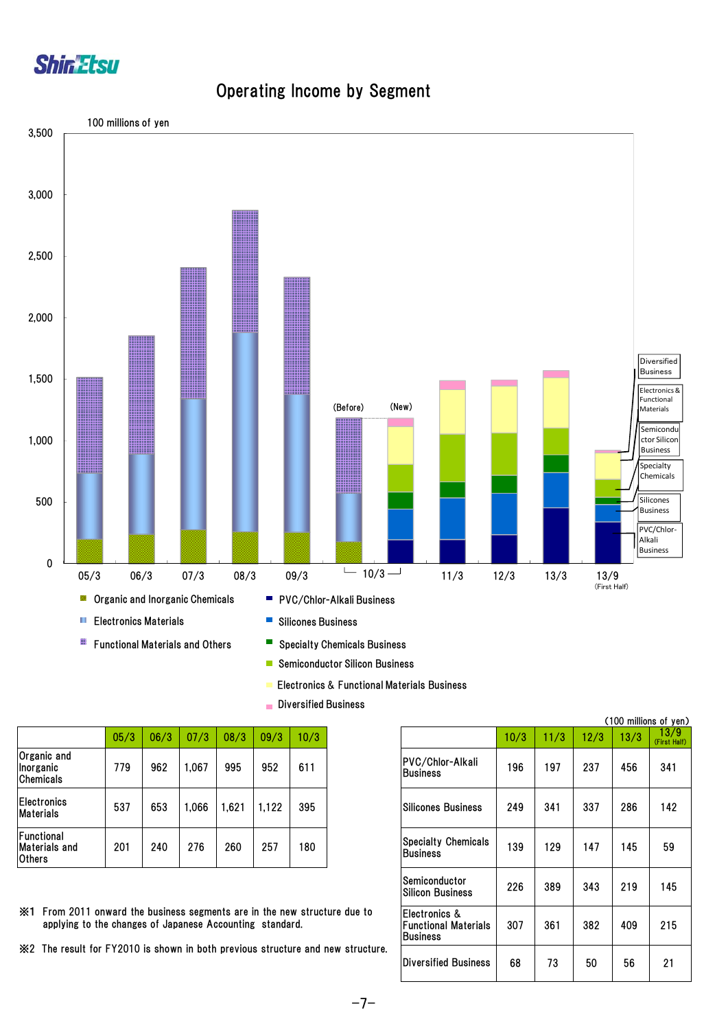# Operating Income by Segment

100 millions of yen

- Organic and Inorganic Chemicals
- Electronics Materials
- Functional Materials and Others
- PVC/Chlor-Alkali Business
- Silicones Business
- Specialty Chemicals Business
- Semiconductor Silicon Business
- Electronics & Functional Materials Business
- Diversified Business

| | 05/3 | 06/3 | 07/3 | 08/3 | 09/3 | 10/3 |
|---|---|---|---|---|---|---|
| Organic and Inorganic Chemicals | 779 | 962 | 1,067 | 995 | 952 | 611 |
| Electronics Materials | 537 | 653 | 1,066 | 1,621 | 1,122 | 395 |
| Functional Materials and Others | 201 | 240 | 276 | 260 | 257 | 180 |

※1 From 2011 onward the business segments are in the new structure due to applying to the changes of Japanese Accounting standard.

※2 The result for FY2010 is shown in both previous structure and new structure.

(100 millions of yen)

| | 10/3 | 11/3 | 12/3 | 13/3 | 13/9 (First Half) |
|---|---|---|---|---|---|
| PVC/Chlor-Alkali Business | 196 | 197 | 237 | 456 | 341 |
| Silicones Business | 249 | 341 | 337 | 286 | 142 |
| Specialty Chemicals Business | 139 | 129 | 147 | 145 | 59 |
| Semiconductor Silicon Business | 226 | 389 | 343 | 219 | 145 |
| Electronics & Functional Materials Business | 307 | 361 | 382 | 409 | 215 |
| Diversified Business | 68 | 73 | 50 | 56 | 21 |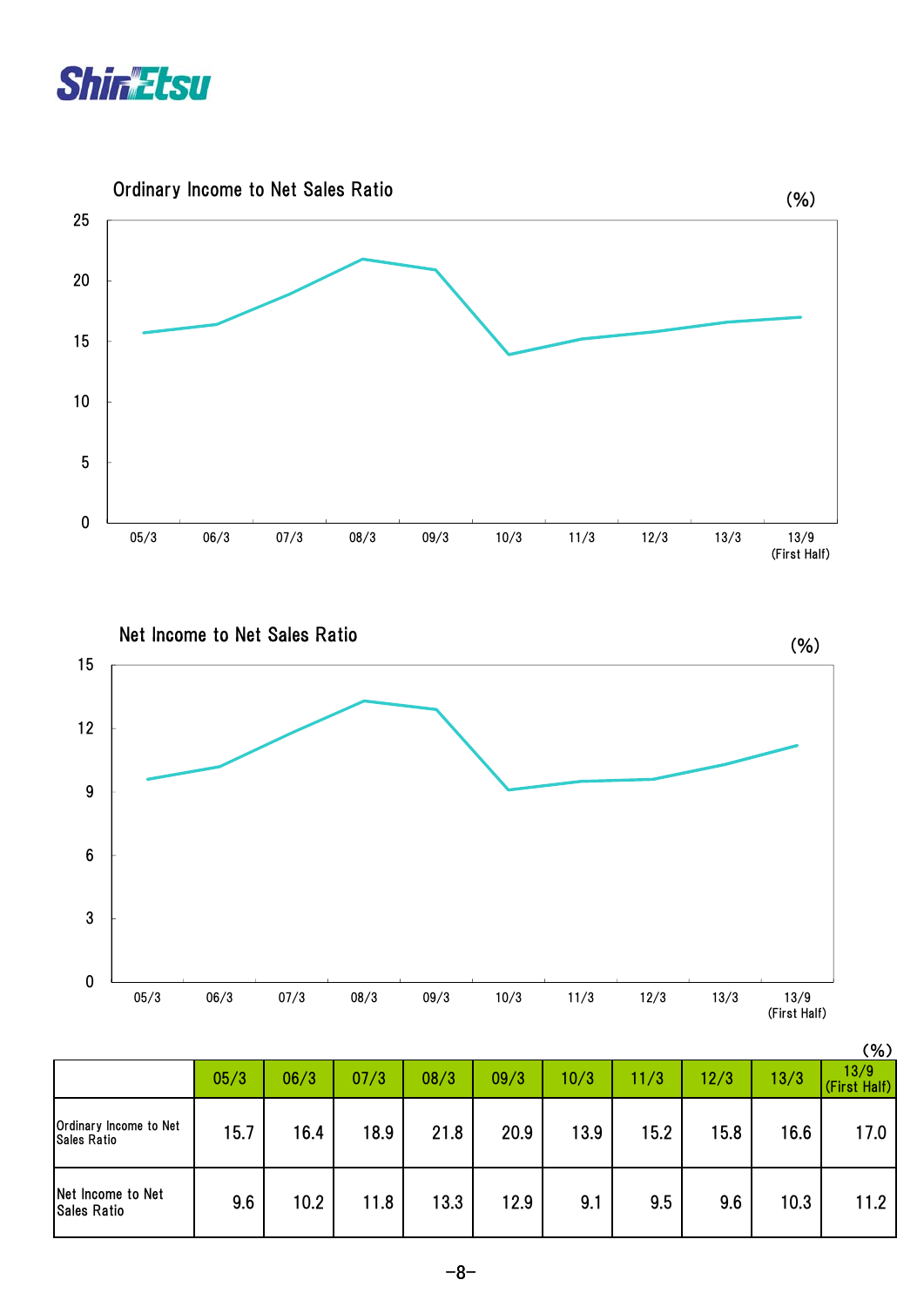## Ordinary Income to Net Sales Ratio

(%)

## Net Income to Net Sales Ratio

(%)

(%)

| | 05/3 | 06/3 | 07/3 | 08/3 | 09/3 | 10/3 | 11/3 | 12/3 | 13/3 | 13/9 (First Half) |
|---|---|---|---|---|---|---|---|---|---|---|
| Ordinary Income to Net Sales Ratio | 15.7 | 16.4 | 18.9 | 21.8 | 20.9 | 13.9 | 15.2 | 15.8 | 16.6 | 17.0 |
| Net Income to Net Sales Ratio | 9.6 | 10.2 | 11.8 | 13.3 | 12.9 | 9.1 | 9.5 | 9.6 | 10.3 | 11.2 |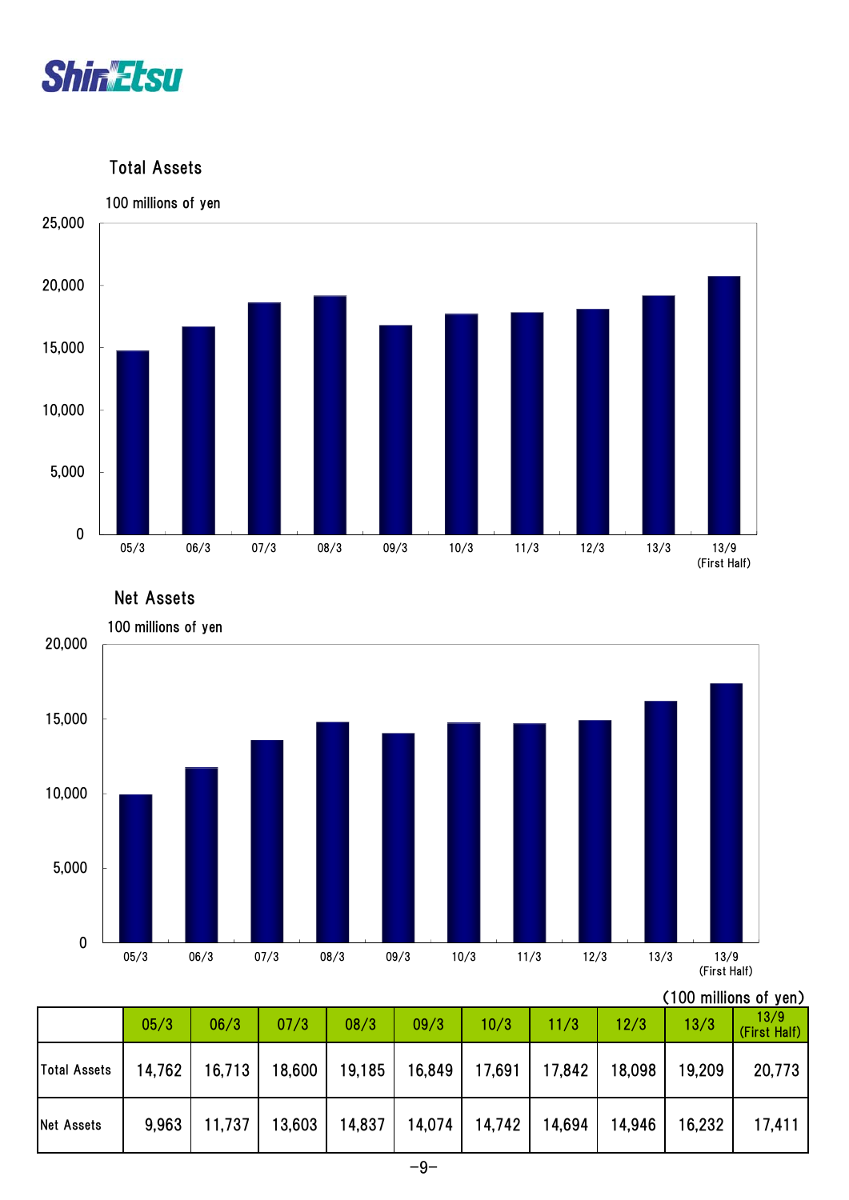## Total Assets

100 millions of yen

## Net Assets

100 millions of yen

(100 millions of yen)

| | 05/3 | 06/3 | 07/3 | 08/3 | 09/3 | 10/3 | 11/3 | 12/3 | 13/3 | 13/9 (First Half) |
|---|---|---|---|---|---|---|---|---|---|---|
| Total Assets | 14,762 | 16,713 | 18,600 | 19,185 | 16,849 | 17,691 | 17,842 | 18,098 | 19,209 | 20,773 |
| Net Assets | 9,963 | 11,737 | 13,603 | 14,837 | 14,074 | 14,742 | 14,694 | 14,946 | 16,232 | 17,411 |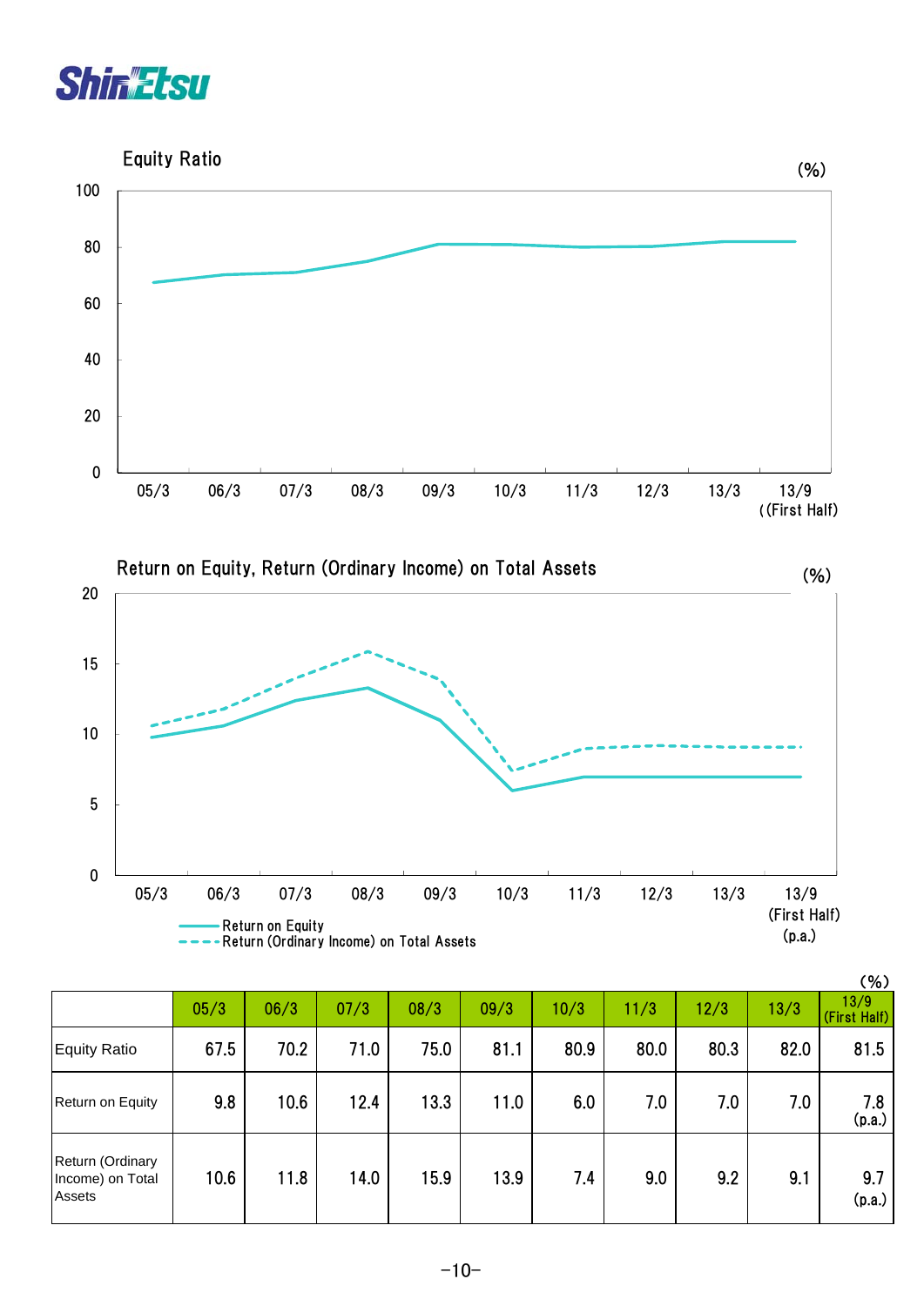## Equity Ratio

(%)

## Return on Equity, Return (Ordinary Income) on Total Assets

(%)

(%)

| | 05/3 | 06/3 | 07/3 | 08/3 | 09/3 | 10/3 | 11/3 | 12/3 | 13/3 | 13/9 (First Half) |
|---|---|---|---|---|---|---|---|---|---|---|
| Equity Ratio | 67.5 | 70.2 | 71.0 | 75.0 | 81.1 | 80.9 | 80.0 | 80.3 | 82.0 | 81.5 |
| Return on Equity | 9.8 | 10.6 | 12.4 | 13.3 | 11.0 | 6.0 | 7.0 | 7.0 | 7.0 | 7.8 (p.a.) |
| Return (Ordinary Income) on Total Assets | 10.6 | 11.8 | 14.0 | 15.9 | 13.9 | 7.4 | 9.0 | 9.2 | 9.1 | 9.7 (p.a.) |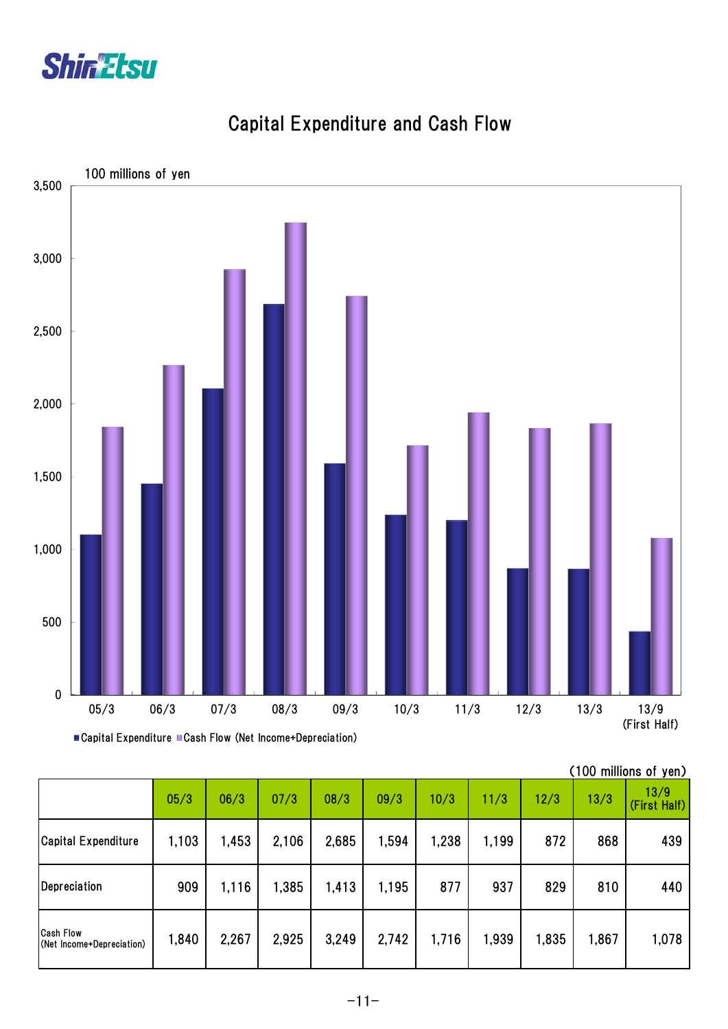# Capital Expenditure and Cash Flow

100 millions of yen

3,500
3,000
2,500
2,000
1,500
1,000
500
0

05/3 06/3 07/3 08/3 09/3 10/3 11/3 12/3 13/3 13/9 (First Half)

■Capital Expenditure ■Cash Flow (Net Income+Depreciation)

(100 millions of yen)

| | 05/3 | 06/3 | 07/3 | 08/3 | 09/3 | 10/3 | 11/3 | 12/3 | 13/3 | 13/9 (First Half) |
|---|---|---|---|---|---|---|---|---|---|---|
| Capital Expenditure | 1,103 | 1,453 | 2,106 | 2,685 | 1,594 | 1,238 | 1,199 | 872 | 868 | 439 |
| Depreciation | 909 | 1,116 | 1,385 | 1,413 | 1,195 | 877 | 937 | 829 | 810 | 440 |
| Cash Flow (Net Income+Depreciation) | 1,840 | 2,267 | 2,925 | 3,249 | 2,742 | 1,716 | 1,939 | 1,835 | 1,867 | 1,078 |